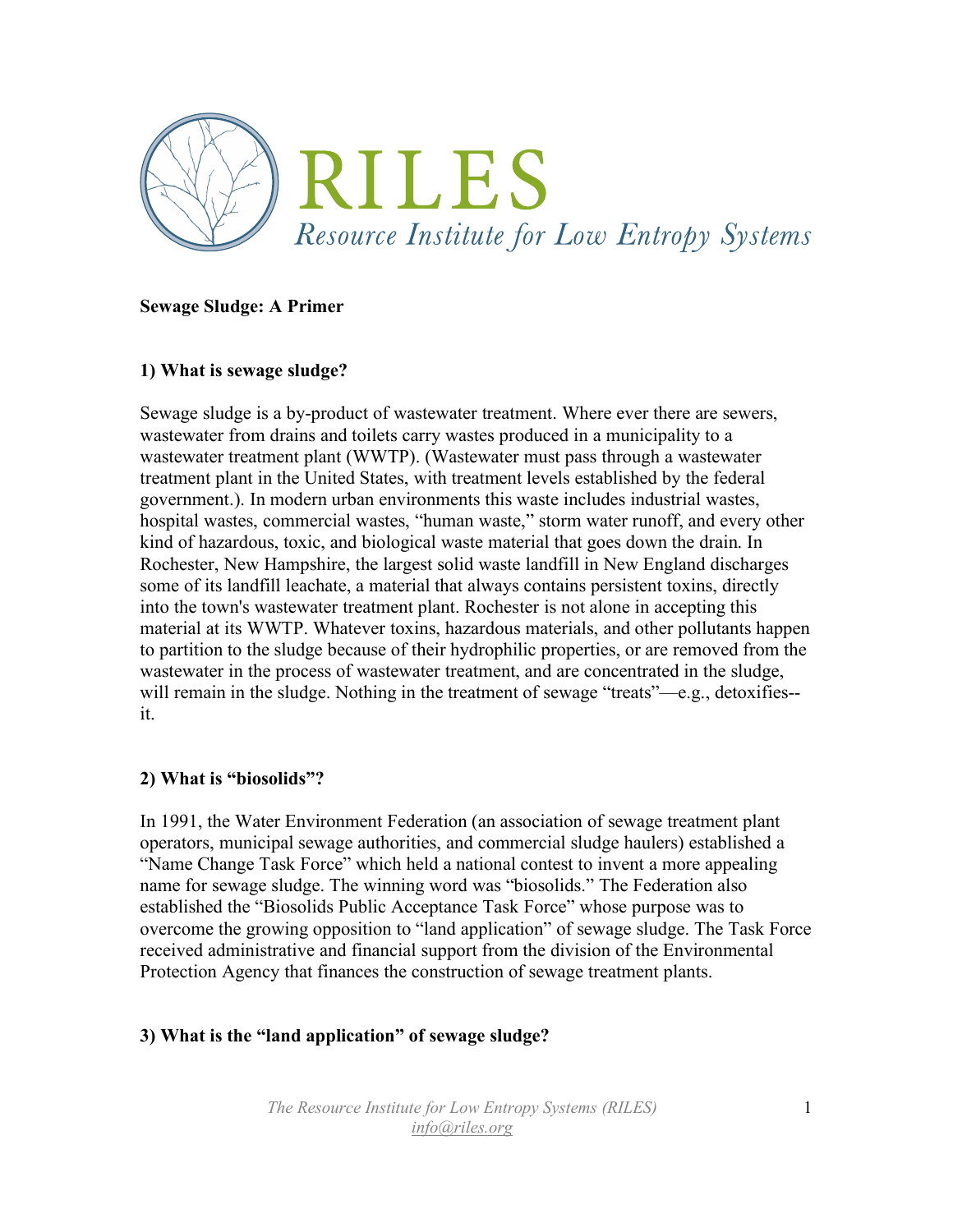# RILES

*Resource Institute for Low Entropy Systems*

**Sewage Sludge: A Primer**

**1) What is sewage sludge?**

Sewage sludge is a by-product of wastewater treatment. Where ever there are sewers, wastewater from drains and toilets carry wastes produced in a municipality to a wastewater treatment plant (WWTP). (Wastewater must pass through a wastewater treatment plant in the United States, with treatment levels established by the federal government.). In modern urban environments this waste includes industrial wastes, hospital wastes, commercial wastes, "human waste," storm water runoff, and every other kind of hazardous, toxic, and biological waste material that goes down the drain. In Rochester, New Hampshire, the largest solid waste landfill in New England discharges some of its landfill leachate, a material that always contains persistent toxins, directly into the town's wastewater treatment plant. Rochester is not alone in accepting this material at its WWTP. Whatever toxins, hazardous materials, and other pollutants happen to partition to the sludge because of their hydrophilic properties, or are removed from the wastewater in the process of wastewater treatment, and are concentrated in the sludge, will remain in the sludge. Nothing in the treatment of sewage "treats"—e.g., detoxifies--it.

**2) What is "biosolids"?**

In 1991, the Water Environment Federation (an association of sewage treatment plant operators, municipal sewage authorities, and commercial sludge haulers) established a "Name Change Task Force" which held a national contest to invent a more appealing name for sewage sludge. The winning word was "biosolids." The Federation also established the "Biosolids Public Acceptance Task Force" whose purpose was to overcome the growing opposition to "land application" of sewage sludge. The Task Force received administrative and financial support from the division of the Environmental Protection Agency that finances the construction of sewage treatment plants.

**3) What is the "land application" of sewage sludge?**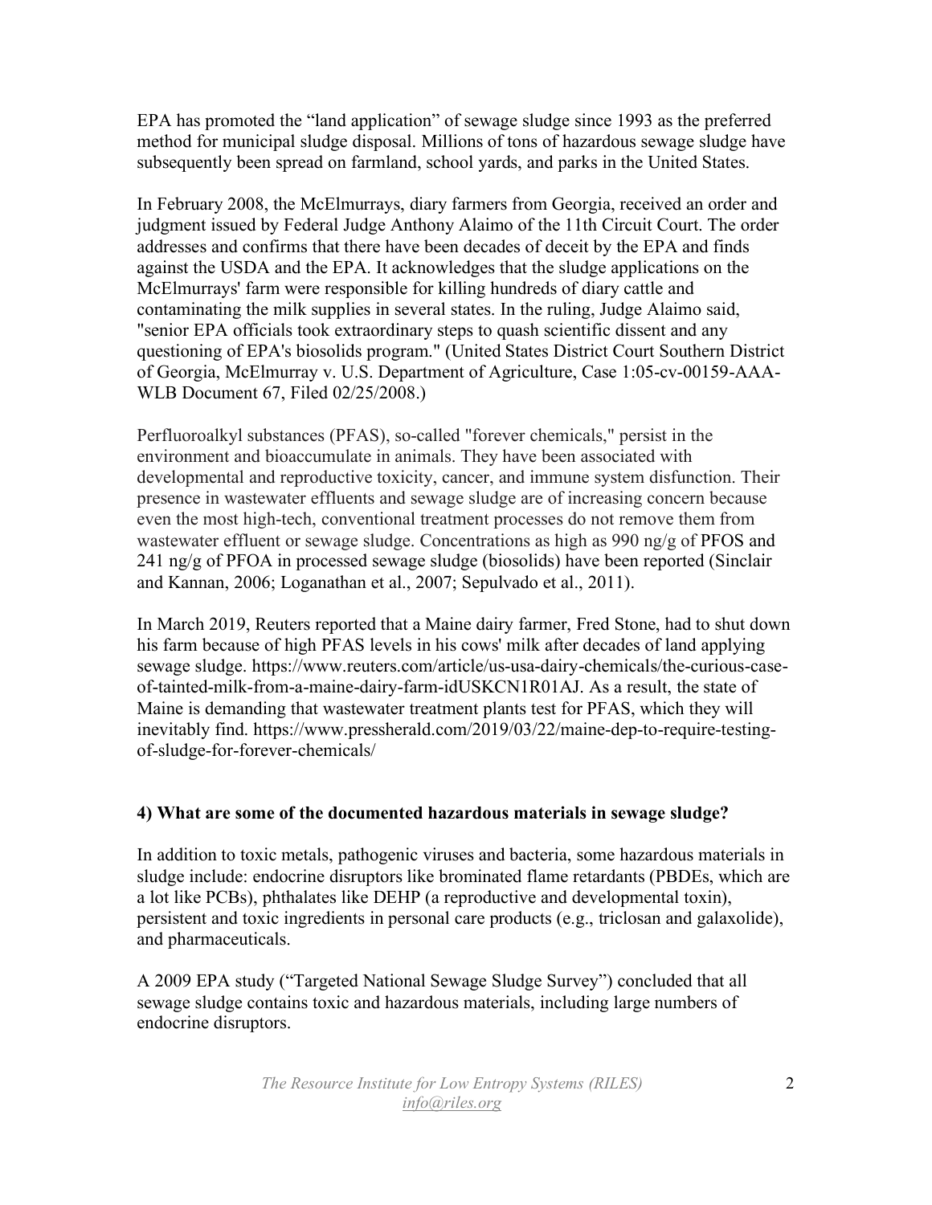EPA has promoted the "land application" of sewage sludge since 1993 as the preferred method for municipal sludge disposal. Millions of tons of hazardous sewage sludge have subsequently been spread on farmland, school yards, and parks in the United States.

In February 2008, the McElmurrays, diary farmers from Georgia, received an order and judgment issued by Federal Judge Anthony Alaimo of the 11th Circuit Court. The order addresses and confirms that there have been decades of deceit by the EPA and finds against the USDA and the EPA. It acknowledges that the sludge applications on the McElmurrays' farm were responsible for killing hundreds of diary cattle and contaminating the milk supplies in several states. In the ruling, Judge Alaimo said, "senior EPA officials took extraordinary steps to quash scientific dissent and any questioning of EPA's biosolids program." (United States District Court Southern District of Georgia, McElmurray v. U.S. Department of Agriculture, Case 1:05-cv-00159-AAA-WLB Document 67, Filed 02/25/2008.)

Perfluoroalkyl substances (PFAS), so-called "forever chemicals," persist in the environment and bioaccumulate in animals. They have been associated with developmental and reproductive toxicity, cancer, and immune system disfunction. Their presence in wastewater effluents and sewage sludge are of increasing concern because even the most high-tech, conventional treatment processes do not remove them from wastewater effluent or sewage sludge. Concentrations as high as 990 ng/g of PFOS and 241 ng/g of PFOA in processed sewage sludge (biosolids) have been reported (Sinclair and Kannan, 2006; Loganathan et al., 2007; Sepulvado et al., 2011).

In March 2019, Reuters reported that a Maine dairy farmer, Fred Stone, had to shut down his farm because of high PFAS levels in his cows' milk after decades of land applying sewage sludge. https://www.reuters.com/article/us-usa-dairy-chemicals/the-curious-case-of-tainted-milk-from-a-maine-dairy-farm-idUSKCN1R01AJ. As a result, the state of Maine is demanding that wastewater treatment plants test for PFAS, which they will inevitably find. https://www.pressherald.com/2019/03/22/maine-dep-to-require-testing-of-sludge-for-forever-chemicals/

### 4) What are some of the documented hazardous materials in sewage sludge?

In addition to toxic metals, pathogenic viruses and bacteria, some hazardous materials in sludge include: endocrine disruptors like brominated flame retardants (PBDEs, which are a lot like PCBs), phthalates like DEHP (a reproductive and developmental toxin), persistent and toxic ingredients in personal care products (e.g., triclosan and galaxolide), and pharmaceuticals.

A 2009 EPA study ("Targeted National Sewage Sludge Survey") concluded that all sewage sludge contains toxic and hazardous materials, including large numbers of endocrine disruptors.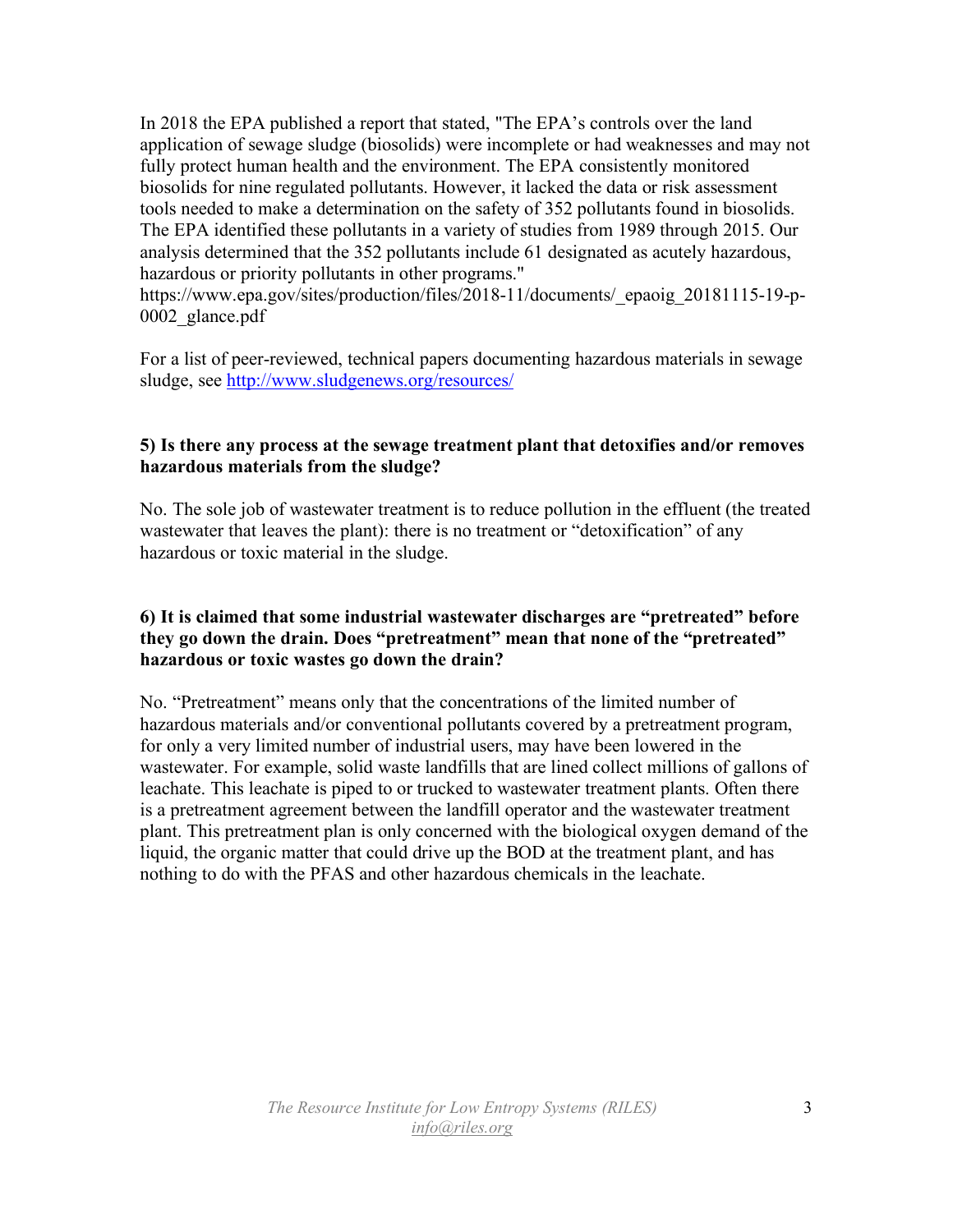In 2018 the EPA published a report that stated, "The EPA's controls over the land application of sewage sludge (biosolids) were incomplete or had weaknesses and may not fully protect human health and the environment. The EPA consistently monitored biosolids for nine regulated pollutants. However, it lacked the data or risk assessment tools needed to make a determination on the safety of 352 pollutants found in biosolids. The EPA identified these pollutants in a variety of studies from 1989 through 2015. Our analysis determined that the 352 pollutants include 61 designated as acutely hazardous, hazardous or priority pollutants in other programs."
https://www.epa.gov/sites/production/files/2018-11/documents/_epaoig_20181115-19-p-0002_glance.pdf

For a list of peer-reviewed, technical papers documenting hazardous materials in sewage sludge, see [http://www.sludgenews.org/resources/](http://www.sludgenews.org/resources/)

**5) Is there any process at the sewage treatment plant that detoxifies and/or removes hazardous materials from the sludge?**

No. The sole job of wastewater treatment is to reduce pollution in the effluent (the treated wastewater that leaves the plant): there is no treatment or "detoxification" of any hazardous or toxic material in the sludge.

**6) It is claimed that some industrial wastewater discharges are "pretreated" before they go down the drain. Does "pretreatment" mean that none of the "pretreated" hazardous or toxic wastes go down the drain?**

No. "Pretreatment" means only that the concentrations of the limited number of hazardous materials and/or conventional pollutants covered by a pretreatment program, for only a very limited number of industrial users, may have been lowered in the wastewater. For example, solid waste landfills that are lined collect millions of gallons of leachate. This leachate is piped to or trucked to wastewater treatment plants. Often there is a pretreatment agreement between the landfill operator and the wastewater treatment plant. This pretreatment plan is only concerned with the biological oxygen demand of the liquid, the organic matter that could drive up the BOD at the treatment plant, and has nothing to do with the PFAS and other hazardous chemicals in the leachate.